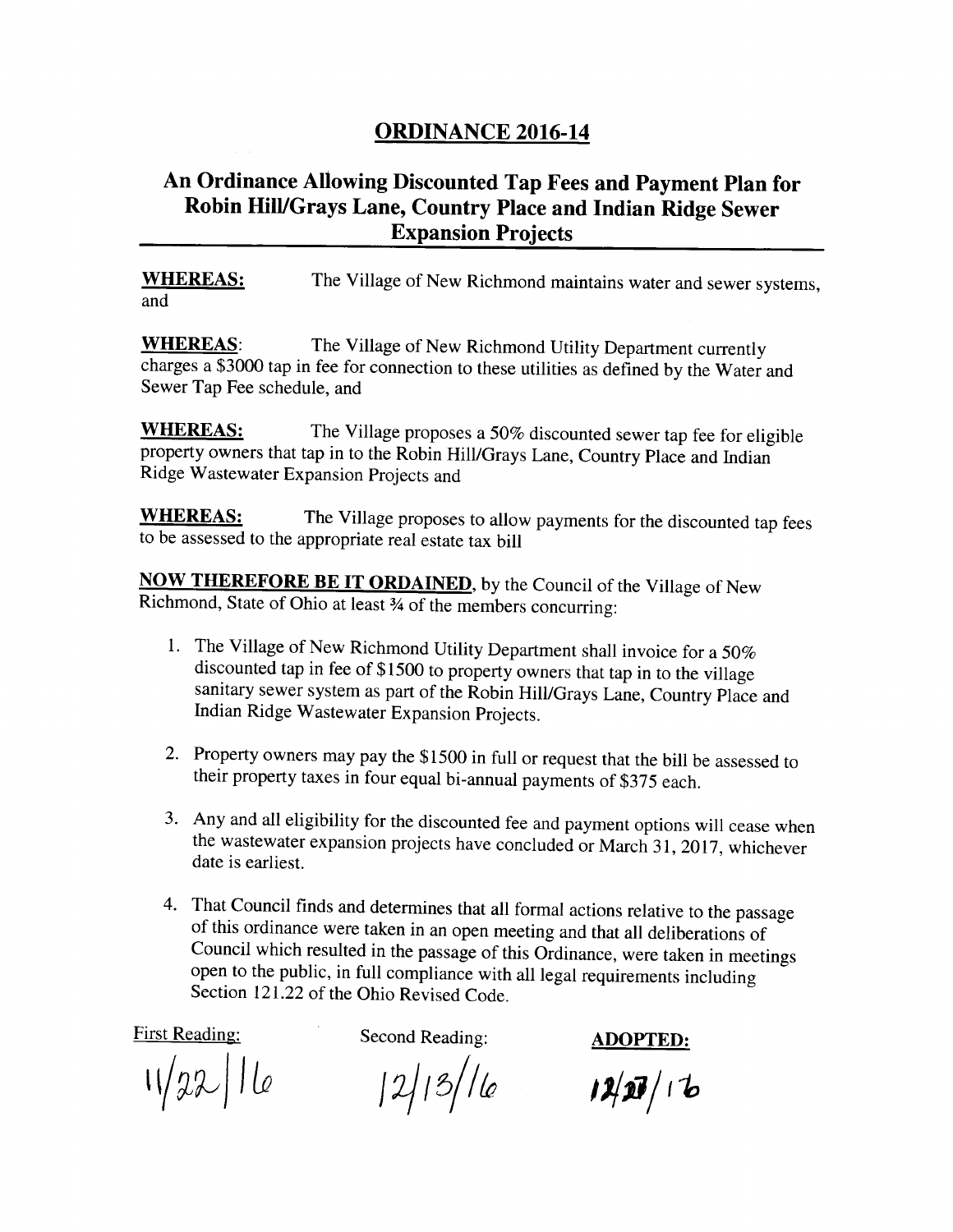# ORDINANCE 2016-14

## An Ordinance Allowing Discounted Tap Fees and Payment Plan for Robin Hill/Grays Lane, Country Place and Indian Ridge Sewer Expansion Projects

**WHEREAS:** The Village of New Richmond maintains water and sewer systems, and

**WHEREAS**: The Village of New Richmond Utility Department currently charges a $3000 tap in fee for connection to these utilities as defined by the Water and Sewer Tap Fee schedule, and

**WHEREAS:** The Village proposes a 50% discounted sewer tap fee for eligible property owners that tap in to the Robin Hill/Grays Lane, Country Place and Indian Ridge Wastewater Expansion Projects and

**WHEREAS:** The Village proposes to allow payments for the discounted tap fees to be assessed to the appropriate real estate tax bill

**NOW THEREFORE BE IT ORDAINED**, by the Council of the Village of New Richmond, State of Ohio at least ¾ of the members concurring:

1. The Village of New Richmond Utility Department shall invoice for a 50% discounted tap in fee of $1500 to property owners that tap in to the village sanitary sewer system as part of the Robin Hill/Grays Lane, Country Place and Indian Ridge Wastewater Expansion Projects.

2. Property owners may pay the $1500 in full or request that the bill be assessed to their property taxes in four equal bi-annual payments of $375 each.

3. Any and all eligibility for the discounted fee and payment options will cease when the wastewater expansion projects have concluded or March 31, 2017, whichever date is earliest.

4. That Council finds and determines that all formal actions relative to the passage of this ordinance were taken in an open meeting and that all deliberations of Council which resulted in the passage of this Ordinance, were taken in meetings open to the public, in full compliance with all legal requirements including Section 121.22 of the Ohio Revised Code.

| First Reading: | Second Reading: | **ADOPTED:** |
|---|---|---|
| 11/22/16 | 12/13/16 | 12/27/16 |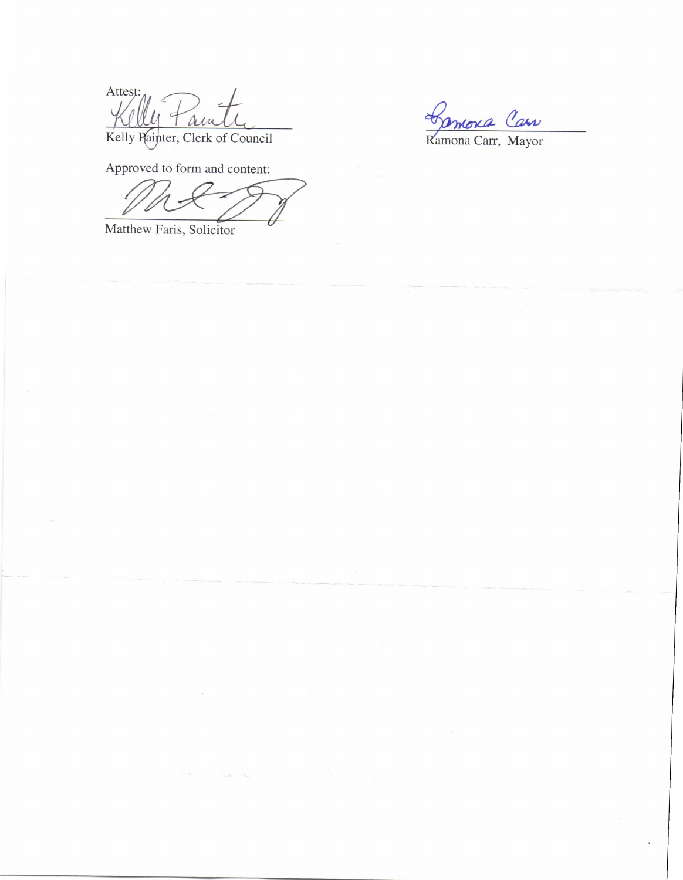Attest:

Kelly Painter, Clerk of Council

Ramona Carr, Mayor

Approved to form and content:

Matthew Faris, Solicitor